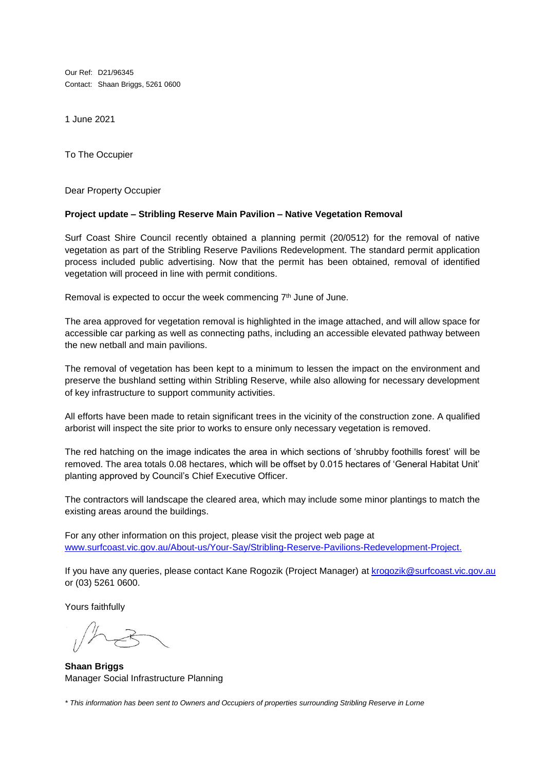Our Ref: D21/96345
Contact: Shaan Briggs, 5261 0600

1 June 2021

To The Occupier

Dear Property Occupier

**Project update – Stribling Reserve Main Pavilion – Native Vegetation Removal**

Surf Coast Shire Council recently obtained a planning permit (20/0512) for the removal of native vegetation as part of the Stribling Reserve Pavilions Redevelopment. The standard permit application process included public advertising. Now that the permit has been obtained, removal of identified vegetation will proceed in line with permit conditions.

Removal is expected to occur the week commencing 7th June of June.

The area approved for vegetation removal is highlighted in the image attached, and will allow space for accessible car parking as well as connecting paths, including an accessible elevated pathway between the new netball and main pavilions.

The removal of vegetation has been kept to a minimum to lessen the impact on the environment and preserve the bushland setting within Stribling Reserve, while also allowing for necessary development of key infrastructure to support community activities.

All efforts have been made to retain significant trees in the vicinity of the construction zone. A qualified arborist will inspect the site prior to works to ensure only necessary vegetation is removed.

The red hatching on the image indicates the area in which sections of 'shrubby foothills forest' will be removed. The area totals 0.08 hectares, which will be offset by 0.015 hectares of 'General Habitat Unit' planting approved by Council's Chief Executive Officer.

The contractors will landscape the cleared area, which may include some minor plantings to match the existing areas around the buildings.

For any other information on this project, please visit the project web page at [www.surfcoast.vic.gov.au/About-us/Your-Say/Stribling-Reserve-Pavilions-Redevelopment-Project.](www.surfcoast.vic.gov.au/About-us/Your-Say/Stribling-Reserve-Pavilions-Redevelopment-Project)

If you have any queries, please contact Kane Rogozik (Project Manager) at [krogozik@surfcoast.vic.gov.au](mailto:krogozik@surfcoast.vic.gov.au) or (03) 5261 0600.

Yours faithfully

**Shaan Briggs**
Manager Social Infrastructure Planning

*\* This information has been sent to Owners and Occupiers of properties surrounding Stribling Reserve in Lorne*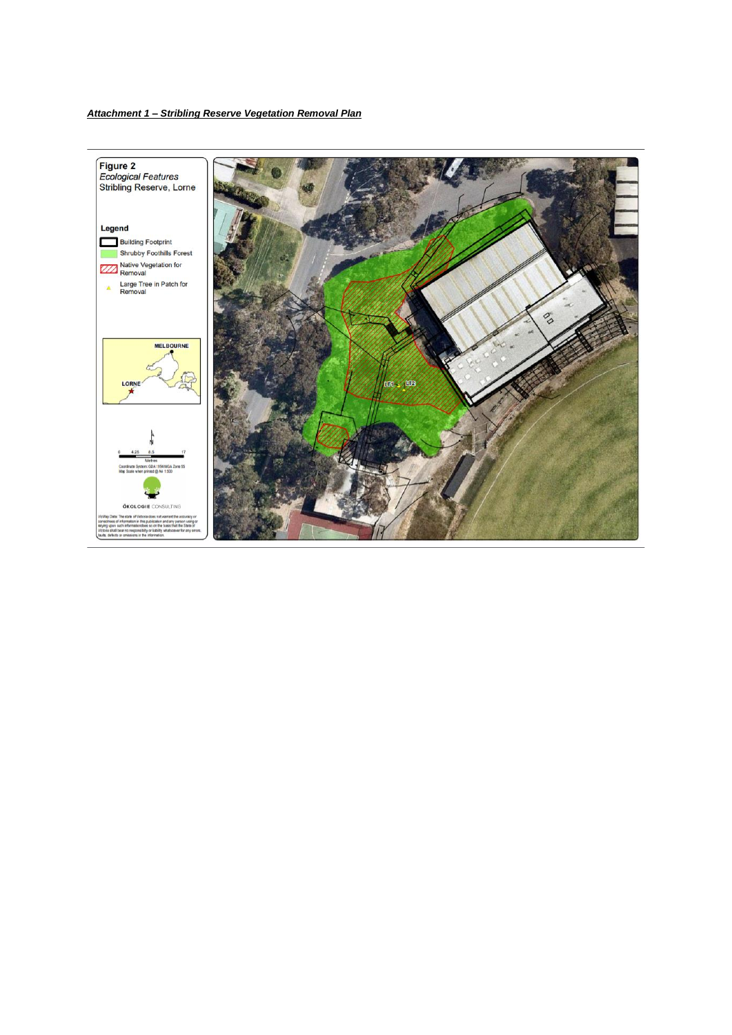***Attachment 1 – Stribling Reserve Vegetation Removal Plan***

Figure 2
*Ecological Features*
Stribling Reserve, Lorne

**Legend**

Building Footprint
Shrubby Foothills Forest
Native Vegetation for Removal
Large Tree in Patch for Removal

MELBOURNE
LORNE

N

0 4.25 8.5 17
Metres
Coordinate System GDA 1994 MGA Zone 55
Map Scale when printed @ A4: 1:500

ÖKOLOGIE CONSULTING

VicMap Data: The state of Victoria does not warrant the accuracy or correctness of information in this publication and any person using or relying upon such information does so on the basis that the State of Victoria shall bear no responsibility or liability whatsoever for any errors, faults, defects or omissions in the information.

LT1 LT2